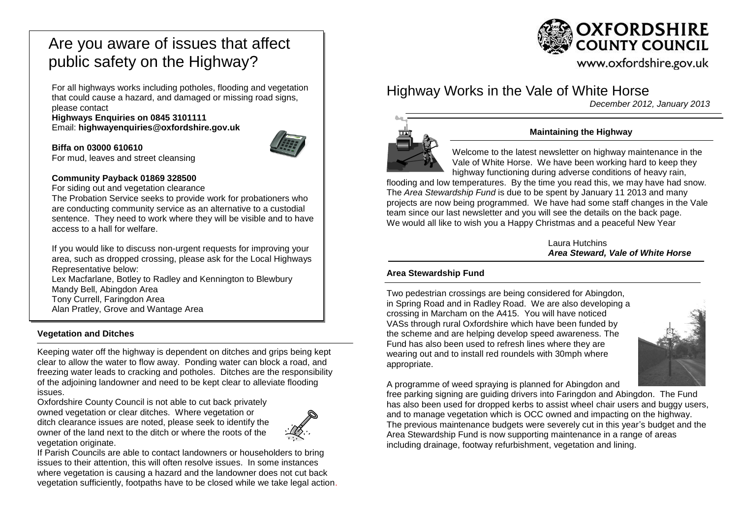# Are you aware of issues that affect public safety on the Highway?

For all highways works including potholes, flooding and vegetation that could cause a hazard, and damaged or missing road signs, please contact
**Highways Enquiries on 0845 3101111**
Email: **highwayenquiries@oxfordshire.gov.uk**

**Biffa on 03000 610610**
For mud, leaves and street cleansing

**Community Payback 01869 328500**
For siding out and vegetation clearance
The Probation Service seeks to provide work for probationers who are conducting community service as an alternative to a custodial sentence. They need to work where they will be visible and to have access to a hall for welfare.

If you would like to discuss non-urgent requests for improving your area, such as dropped crossing, please ask for the Local Highways Representative below:
Lex Macfarlane, Botley to Radley and Kennington to Blewbury
Mandy Bell, Abingdon Area
Tony Currell, Faringdon Area
Alan Pratley, Grove and Wantage Area

### Vegetation and Ditches

Keeping water off the highway is dependent on ditches and grips being kept clear to allow the water to flow away. Ponding water can block a road, and freezing water leads to cracking and potholes. Ditches are the responsibility of the adjoining landowner and need to be kept clear to alleviate flooding issues.

Oxfordshire County Council is not able to cut back privately owned vegetation or clear ditches. Where vegetation or ditch clearance issues are noted, please seek to identify the owner of the land next to the ditch or where the roots of the vegetation originate.

If Parish Councils are able to contact landowners or householders to bring issues to their attention, this will often resolve issues. In some instances where vegetation is causing a hazard and the landowner does not cut back vegetation sufficiently, footpaths have to be closed while we take legal action.

**OXFORDSHIRE COUNTY COUNCIL**
www.oxfordshire.gov.uk

# Highway Works in the Vale of White Horse

*December 2012, January 2013*

### Maintaining the Highway

Welcome to the latest newsletter on highway maintenance in the Vale of White Horse. We have been working hard to keep they highway functioning during adverse conditions of heavy rain, flooding and low temperatures. By the time you read this, we may have had snow. The *Area Stewardship Fund* is due to be spent by January 11 2013 and many projects are now being programmed. We have had some staff changes in the Vale team since our last newsletter and you will see the details on the back page. We would all like to wish you a Happy Christmas and a peaceful New Year

Laura Hutchins
***Area Steward, Vale of White Horse***

### Area Stewardship Fund

Two pedestrian crossings are being considered for Abingdon, in Spring Road and in Radley Road. We are also developing a crossing in Marcham on the A415. You will have noticed VASs through rural Oxfordshire which have been funded by the scheme and are helping develop speed awareness. The Fund has also been used to refresh lines where they are wearing out and to install red roundels with 30mph where appropriate.

A programme of weed spraying is planned for Abingdon and free parking signing are guiding drivers into Faringdon and Abingdon. The Fund has also been used for dropped kerbs to assist wheel chair users and buggy users, and to manage vegetation which is OCC owned and impacting on the highway. The previous maintenance budgets were severely cut in this year's budget and the Area Stewardship Fund is now supporting maintenance in a range of areas including drainage, footway refurbishment, vegetation and lining.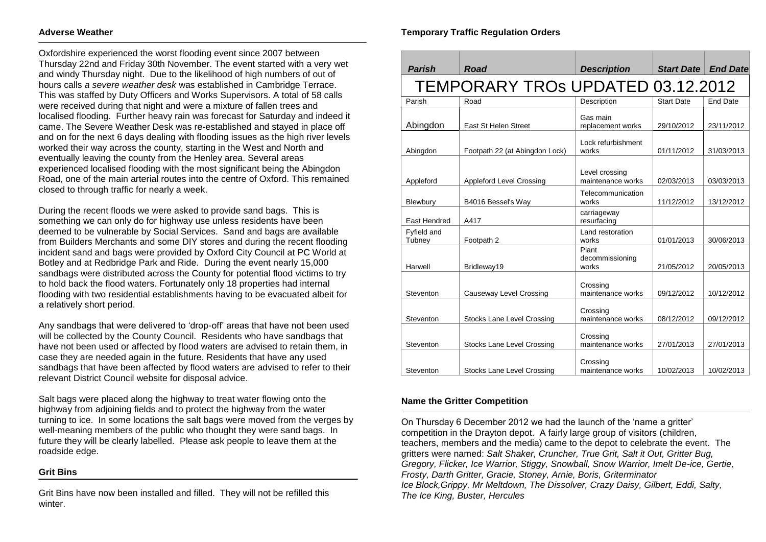## Adverse Weather

Oxfordshire experienced the worst flooding event since 2007 between Thursday 22nd and Friday 30th November. The event started with a very wet and windy Thursday night. Due to the likelihood of high numbers of out of hours calls *a severe weather desk* was established in Cambridge Terrace. This was staffed by Duty Officers and Works Supervisors. A total of 58 calls were received during that night and were a mixture of fallen trees and localised flooding. Further heavy rain was forecast for Saturday and indeed it came. The Severe Weather Desk was re-established and stayed in place off and on for the next 6 days dealing with flooding issues as the high river levels worked their way across the county, starting in the West and North and eventually leaving the county from the Henley area. Several areas experienced localised flooding with the most significant being the Abingdon Road, one of the main arterial routes into the centre of Oxford. This remained closed to through traffic for nearly a week.

During the recent floods we were asked to provide sand bags. This is something we can only do for highway use unless residents have been deemed to be vulnerable by Social Services. Sand and bags are available from Builders Merchants and some DIY stores and during the recent flooding incident sand and bags were provided by Oxford City Council at PC World at Botley and at Redbridge Park and Ride. During the event nearly 15,000 sandbags were distributed across the County for potential flood victims to try to hold back the flood waters. Fortunately only 18 properties had internal flooding with two residential establishments having to be evacuated albeit for a relatively short period.

Any sandbags that were delivered to 'drop-off' areas that have not been used will be collected by the County Council. Residents who have sandbags that have not been used or affected by flood waters are advised to retain them, in case they are needed again in the future. Residents that have any used sandbags that have been affected by flood waters are advised to refer to their relevant District Council website for disposal advice.

Salt bags were placed along the highway to treat water flowing onto the highway from adjoining fields and to protect the highway from the water turning to ice. In some locations the salt bags were moved from the verges by well-meaning members of the public who thought they were sand bags. In future they will be clearly labelled. Please ask people to leave them at the roadside edge.

## Grit Bins

Grit Bins have now been installed and filled. They will not be refilled this winter.

## Temporary Traffic Regulation Orders

| *Parish* | *Road* | *Description* | *Start Date* | *End Date* |
|---|---|---|---|---|
| TEMPORARY TROs UPDATED 03.12.2012 | | | | |
| Parish | Road | Description | Start Date | End Date |
| Abingdon | East St Helen Street | Gas main replacement works | 29/10/2012 | 23/11/2012 |
| Abingdon | Footpath 22 (at Abingdon Lock) | Lock refurbishment works | 01/11/2012 | 31/03/2013 |
| Appleford | Appleford Level Crossing | Level crossing maintenance works | 02/03/2013 | 03/03/2013 |
| Blewbury | B4016 Bessel's Way | Telecommunication works | 11/12/2012 | 13/12/2012 |
| East Hendred | A417 | carriageway resurfacing | | |
| Fyfield and Tubney | Footpath 2 | Land restoration works | 01/01/2013 | 30/06/2013 |
| Harwell | Bridleway19 | Plant decommissioning works | 21/05/2012 | 20/05/2013 |
| Steventon | Causeway Level Crossing | Crossing maintenance works | 09/12/2012 | 10/12/2012 |
| Steventon | Stocks Lane Level Crossing | Crossing maintenance works | 08/12/2012 | 09/12/2012 |
| Steventon | Stocks Lane Level Crossing | Crossing maintenance works | 27/01/2013 | 27/01/2013 |
| Steventon | Stocks Lane Level Crossing | Crossing maintenance works | 10/02/2013 | 10/02/2013 |

## Name the Gritter Competition

On Thursday 6 December 2012 we had the launch of the 'name a gritter' competition in the Drayton depot. A fairly large group of visitors (children, teachers, members and the media) came to the depot to celebrate the event. The gritters were named: *Salt Shaker, Cruncher, True Grit, Salt it Out, Gritter Bug, Gregory, Flicker, Ice Warrior, Stiggy, Snowball, Snow Warrior, Imelt De-ice, Gertie, Frosty, Darth Gritter, Gracie, Stoney, Arnie, Boris, Griterminator Ice Block,Grippy, Mr Meltdown, The Dissolver, Crazy Daisy, Gilbert, Eddi, Salty, The Ice King, Buster, Hercules*